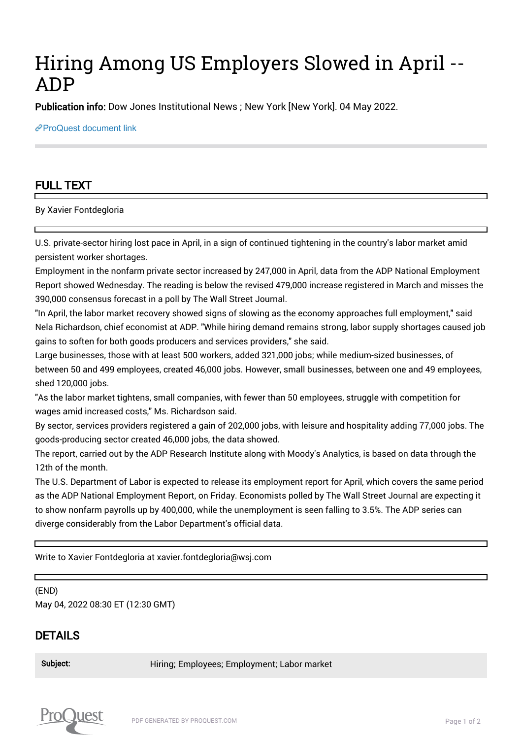# Hiring Among US Employers Slowed in April -- ADP

**Publication info:** Dow Jones Institutional News ; New York [New York]. 04 May 2022.

ProQuest document link

## FULL TEXT

By Xavier Fontdegloria

U.S. private-sector hiring lost pace in April, in a sign of continued tightening in the country's labor market amid persistent worker shortages.

Employment in the nonfarm private sector increased by 247,000 in April, data from the ADP National Employment Report showed Wednesday. The reading is below the revised 479,000 increase registered in March and misses the 390,000 consensus forecast in a poll by The Wall Street Journal.

"In April, the labor market recovery showed signs of slowing as the economy approaches full employment," said Nela Richardson, chief economist at ADP. "While hiring demand remains strong, labor supply shortages caused job gains to soften for both goods producers and services providers," she said.

Large businesses, those with at least 500 workers, added 321,000 jobs; while medium-sized businesses, of between 50 and 499 employees, created 46,000 jobs. However, small businesses, between one and 49 employees, shed 120,000 jobs.

"As the labor market tightens, small companies, with fewer than 50 employees, struggle with competition for wages amid increased costs," Ms. Richardson said.

By sector, services providers registered a gain of 202,000 jobs, with leisure and hospitality adding 77,000 jobs. The goods-producing sector created 46,000 jobs, the data showed.

The report, carried out by the ADP Research Institute along with Moody's Analytics, is based on data through the 12th of the month.

The U.S. Department of Labor is expected to release its employment report for April, which covers the same period as the ADP National Employment Report, on Friday. Economists polled by The Wall Street Journal are expecting it to show nonfarm payrolls up by 400,000, while the unemployment is seen falling to 3.5%. The ADP series can diverge considerably from the Labor Department's official data.

Write to Xavier Fontdegloria at xavier.fontdegloria@wsj.com

(END)

May 04, 2022 08:30 ET (12:30 GMT)

## DETAILS

| | |
|---|---|
| **Subject:** | Hiring; Employees; Employment; Labor market |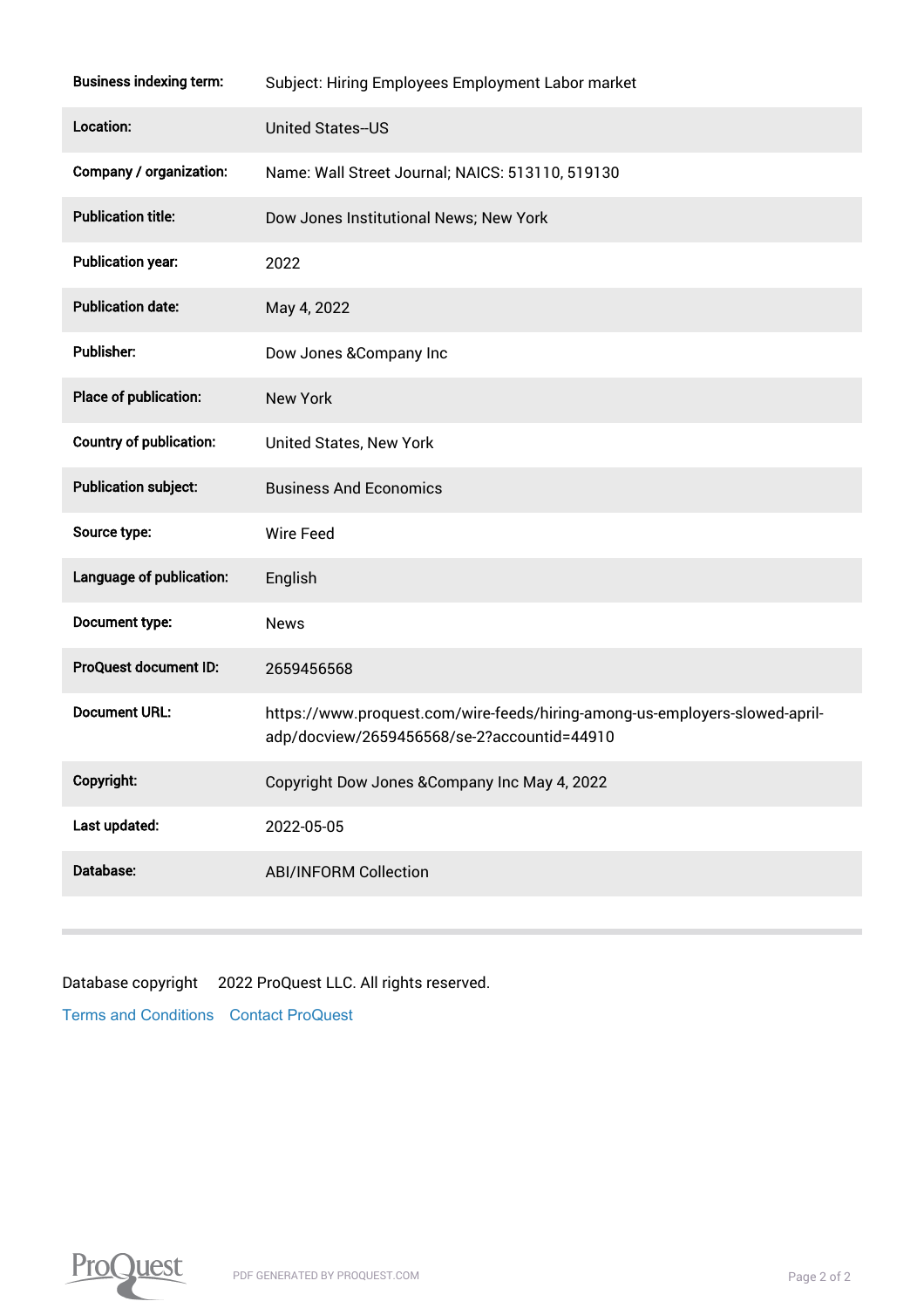| | |
|---|---|
| **Business indexing term:** | Subject: Hiring Employees Employment Labor market |
| **Location:** | United States--US |
| **Company / organization:** | Name: Wall Street Journal; NAICS: 513110, 519130 |
| **Publication title:** | Dow Jones Institutional News; New York |
| **Publication year:** | 2022 |
| **Publication date:** | May 4, 2022 |
| **Publisher:** | Dow Jones &Company Inc |
| **Place of publication:** | New York |
| **Country of publication:** | United States, New York |
| **Publication subject:** | Business And Economics |
| **Source type:** | Wire Feed |
| **Language of publication:** | English |
| **Document type:** | News |
| **ProQuest document ID:** | 2659456568 |
| **Document URL:** | https://www.proquest.com/wire-feeds/hiring-among-us-employers-slowed-april-adp/docview/2659456568/se-2?accountid=44910 |
| **Copyright:** | Copyright Dow Jones &Company Inc May 4, 2022 |
| **Last updated:** | 2022-05-05 |
| **Database:** | ABI/INFORM Collection |

Database copyright 2022 ProQuest LLC. All rights reserved.

Terms and Conditions Contact ProQuest